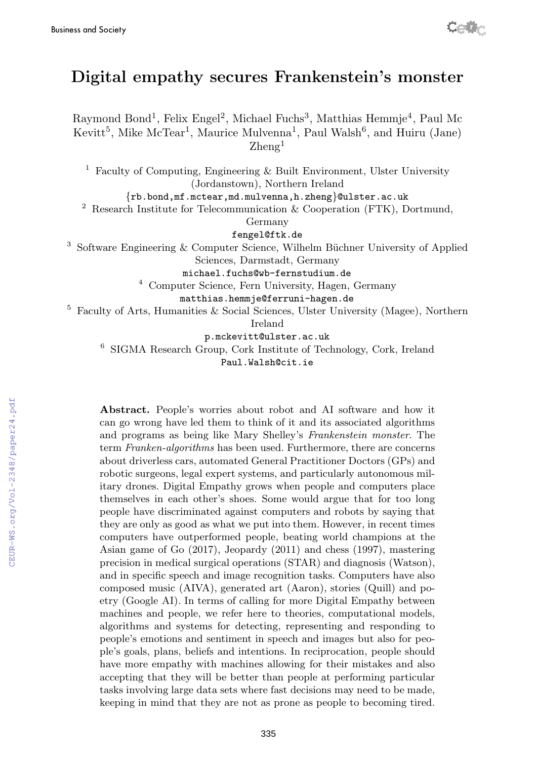# Digital empathy secures Frankenstein's monster

Raymond Bond[1], Felix Engel[2], Michael Fuchs[3], Matthias Hemmje[4], Paul Mc Kevitt[5], Mike McTear[1], Maurice Mulvenna[1], Paul Walsh[6], and Huiru (Jane) Zheng[1]

[1] Faculty of Computing, Engineering & Built Environment, Ulster University (Jordanstown), Northern Ireland
{rb.bond,mf.mctear,md.mulvenna,h.zheng}@ulster.ac.uk

[2] Research Institute for Telecommunication & Cooperation (FTK), Dortmund, Germany
fengel@ftk.de

[3] Software Engineering & Computer Science, Wilhelm Büchner University of Applied Sciences, Darmstadt, Germany
michael.fuchs@wb-fernstudium.de

[4] Computer Science, Fern University, Hagen, Germany
matthias.hemmje@ferruni-hagen.de

[5] Faculty of Arts, Humanities & Social Sciences, Ulster University (Magee), Northern Ireland
p.mckevitt@ulster.ac.uk

[6] SIGMA Research Group, Cork Institute of Technology, Cork, Ireland
Paul.Walsh@cit.ie

**Abstract.** People's worries about robot and AI software and how it can go wrong have led them to think of it and its associated algorithms and programs as being like Mary Shelley's *Frankenstein monster*. The term *Franken-algorithms* has been used. Furthermore, there are concerns about driverless cars, automated General Practitioner Doctors (GPs) and robotic surgeons, legal expert systems, and particularly autonomous military drones. Digital Empathy grows when people and computers place themselves in each other's shoes. Some would argue that for too long people have discriminated against computers and robots by saying that they are only as good as what we put into them. However, in recent times computers have outperformed people, beating world champions at the Asian game of Go (2017), Jeopardy (2011) and chess (1997), mastering precision in medical surgical operations (STAR) and diagnosis (Watson), and in specific speech and image recognition tasks. Computers have also composed music (AIVA), generated art (Aaron), stories (Quill) and poetry (Google AI). In terms of calling for more Digital Empathy between machines and people, we refer here to theories, computational models, algorithms and systems for detecting, representing and responding to people's emotions and sentiment in speech and images but also for people's goals, plans, beliefs and intentions. In reciprocation, people should have more empathy with machines allowing for their mistakes and also accepting that they will be better than people at performing particular tasks involving large data sets where fast decisions may need to be made, keeping in mind that they are not as prone as people to becoming tired.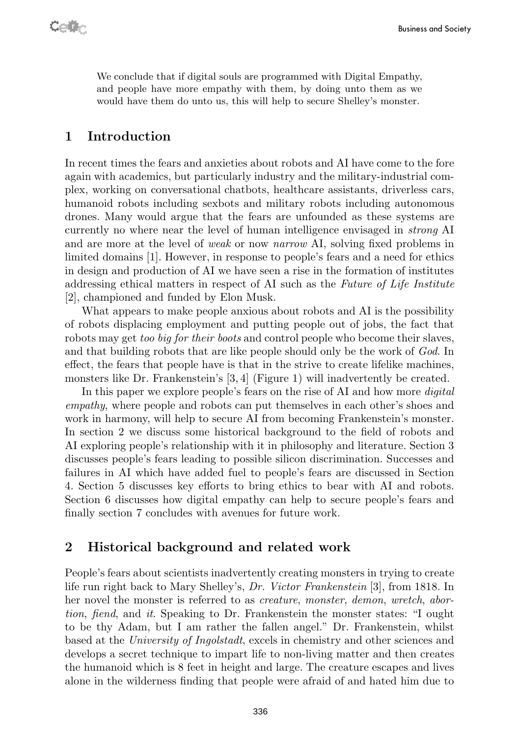We conclude that if digital souls are programmed with Digital Empathy, and people have more empathy with them, by doing unto them as we would have them do unto us, this will help to secure Shelley's monster.

## 1 Introduction

In recent times the fears and anxieties about robots and AI have come to the fore again with academics, but particularly industry and the military-industrial complex, working on conversational chatbots, healthcare assistants, driverless cars, humanoid robots including sexbots and military robots including autonomous drones. Many would argue that the fears are unfounded as these systems are currently no where near the level of human intelligence envisaged in *strong* AI and are more at the level of *weak* or now *narrow* AI, solving fixed problems in limited domains [1]. However, in response to people's fears and a need for ethics in design and production of AI we have seen a rise in the formation of institutes addressing ethical matters in respect of AI such as the *Future of Life Institute* [2], championed and funded by Elon Musk.

What appears to make people anxious about robots and AI is the possibility of robots displacing employment and putting people out of jobs, the fact that robots may get *too big for their boots* and control people who become their slaves, and that building robots that are like people should only be the work of *God*. In effect, the fears that people have is that in the strive to create lifelike machines, monsters like Dr. Frankenstein's [3, 4] (Figure 1) will inadvertently be created.

In this paper we explore people's fears on the rise of AI and how more *digital empathy*, where people and robots can put themselves in each other's shoes and work in harmony, will help to secure AI from becoming Frankenstein's monster. In section 2 we discuss some historical background to the field of robots and AI exploring people's relationship with it in philosophy and literature. Section 3 discusses people's fears leading to possible silicon discrimination. Successes and failures in AI which have added fuel to people's fears are discussed in Section 4. Section 5 discusses key efforts to bring ethics to bear with AI and robots. Section 6 discusses how digital empathy can help to secure people's fears and finally section 7 concludes with avenues for future work.

## 2 Historical background and related work

People's fears about scientists inadvertently creating monsters in trying to create life run right back to Mary Shelley's, *Dr. Victor Frankenstein* [3], from 1818. In her novel the monster is referred to as *creature*, *monster*, *demon*, *wretch*, *abortion*, *fiend*, and *it*. Speaking to Dr. Frankenstein the monster states: "I ought to be thy Adam, but I am rather the fallen angel." Dr. Frankenstein, whilst based at the *University of Ingolstadt*, excels in chemistry and other sciences and develops a secret technique to impart life to non-living matter and then creates the humanoid which is 8 feet in height and large. The creature escapes and lives alone in the wilderness finding that people were afraid of and hated him due to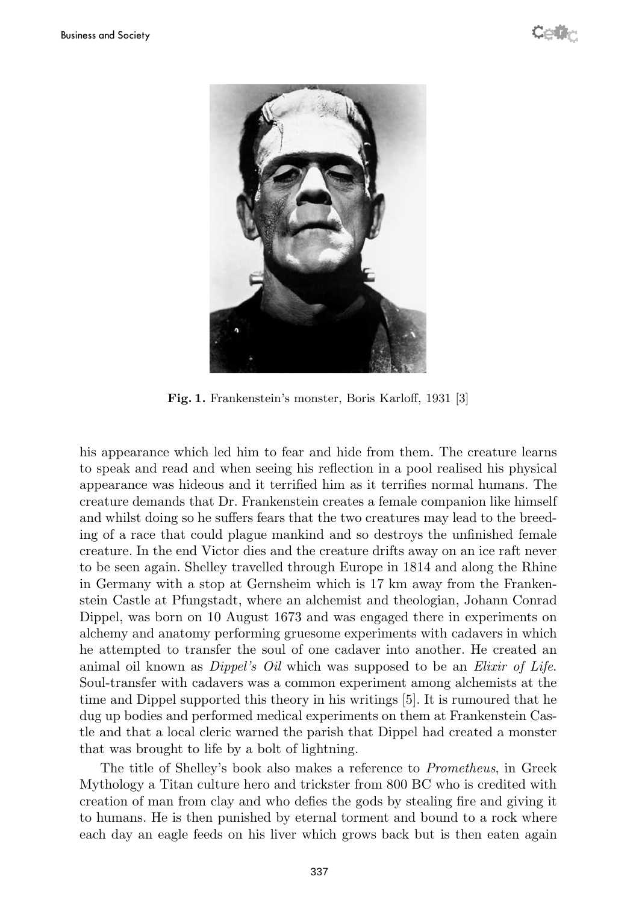Fig. 1. Frankenstein's monster, Boris Karloff, 1931 [3]

his appearance which led him to fear and hide from them. The creature learns to speak and read and when seeing his reflection in a pool realised his physical appearance was hideous and it terrified him as it terrifies normal humans. The creature demands that Dr. Frankenstein creates a female companion like himself and whilst doing so he suffers fears that the two creatures may lead to the breeding of a race that could plague mankind and so destroys the unfinished female creature. In the end Victor dies and the creature drifts away on an ice raft never to be seen again. Shelley travelled through Europe in 1814 and along the Rhine in Germany with a stop at Gernsheim which is 17 km away from the Frankenstein Castle at Pfungstadt, where an alchemist and theologian, Johann Conrad Dippel, was born on 10 August 1673 and was engaged there in experiments on alchemy and anatomy performing gruesome experiments with cadavers in which he attempted to transfer the soul of one cadaver into another. He created an animal oil known as *Dippel's Oil* which was supposed to be an *Elixir of Life*. Soul-transfer with cadavers was a common experiment among alchemists at the time and Dippel supported this theory in his writings [5]. It is rumoured that he dug up bodies and performed medical experiments on them at Frankenstein Castle and that a local cleric warned the parish that Dippel had created a monster that was brought to life by a bolt of lightning.

The title of Shelley's book also makes a reference to *Prometheus*, in Greek Mythology a Titan culture hero and trickster from 800 BC who is credited with creation of man from clay and who defies the gods by stealing fire and giving it to humans. He is then punished by eternal torment and bound to a rock where each day an eagle feeds on his liver which grows back but is then eaten again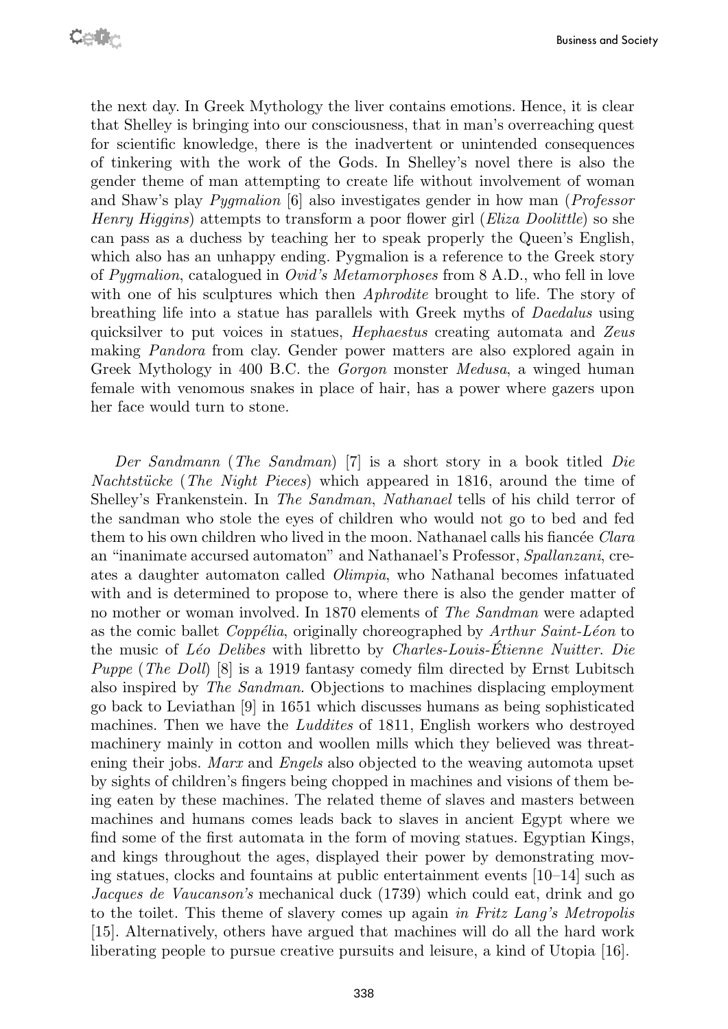the next day. In Greek Mythology the liver contains emotions. Hence, it is clear that Shelley is bringing into our consciousness, that in man's overreaching quest for scientific knowledge, there is the inadvertent or unintended consequences of tinkering with the work of the Gods. In Shelley's novel there is also the gender theme of man attempting to create life without involvement of woman and Shaw's play *Pygmalion* [6] also investigates gender in how man (*Professor Henry Higgins*) attempts to transform a poor flower girl (*Eliza Doolittle*) so she can pass as a duchess by teaching her to speak properly the Queen's English, which also has an unhappy ending. Pygmalion is a reference to the Greek story of *Pygmalion*, catalogued in *Ovid's Metamorphoses* from 8 A.D., who fell in love with one of his sculptures which then *Aphrodite* brought to life. The story of breathing life into a statue has parallels with Greek myths of *Daedalus* using quicksilver to put voices in statues, *Hephaestus* creating automata and *Zeus* making *Pandora* from clay. Gender power matters are also explored again in Greek Mythology in 400 B.C. the *Gorgon* monster *Medusa*, a winged human female with venomous snakes in place of hair, has a power where gazers upon her face would turn to stone.

*Der Sandmann* (*The Sandman*) [7] is a short story in a book titled *Die Nachtstücke* (*The Night Pieces*) which appeared in 1816, around the time of Shelley's Frankenstein. In *The Sandman*, *Nathanael* tells of his child terror of the sandman who stole the eyes of children who would not go to bed and fed them to his own children who lived in the moon. Nathanael calls his fiancée *Clara* an "inanimate accursed automaton" and Nathanael's Professor, *Spallanzani*, creates a daughter automaton called *Olimpia*, who Nathanal becomes infatuated with and is determined to propose to, where there is also the gender matter of no mother or woman involved. In 1870 elements of *The Sandman* were adapted as the comic ballet *Coppélia*, originally choreographed by *Arthur Saint-Léon* to the music of *Léo Delibes* with libretto by *Charles-Louis-Étienne Nuitter*. *Die Puppe* (*The Doll*) [8] is a 1919 fantasy comedy film directed by Ernst Lubitsch also inspired by *The Sandman*. Objections to machines displacing employment go back to Leviathan [9] in 1651 which discusses humans as being sophisticated machines. Then we have the *Luddites* of 1811, English workers who destroyed machinery mainly in cotton and woollen mills which they believed was threatening their jobs. *Marx* and *Engels* also objected to the weaving automota upset by sights of children's fingers being chopped in machines and visions of them being eaten by these machines. The related theme of slaves and masters between machines and humans comes leads back to slaves in ancient Egypt where we find some of the first automata in the form of moving statues. Egyptian Kings, and kings throughout the ages, displayed their power by demonstrating moving statues, clocks and fountains at public entertainment events [10–14] such as *Jacques de Vaucanson's* mechanical duck (1739) which could eat, drink and go to the toilet. This theme of slavery comes up again *in Fritz Lang's Metropolis* [15]. Alternatively, others have argued that machines will do all the hard work liberating people to pursue creative pursuits and leisure, a kind of Utopia [16].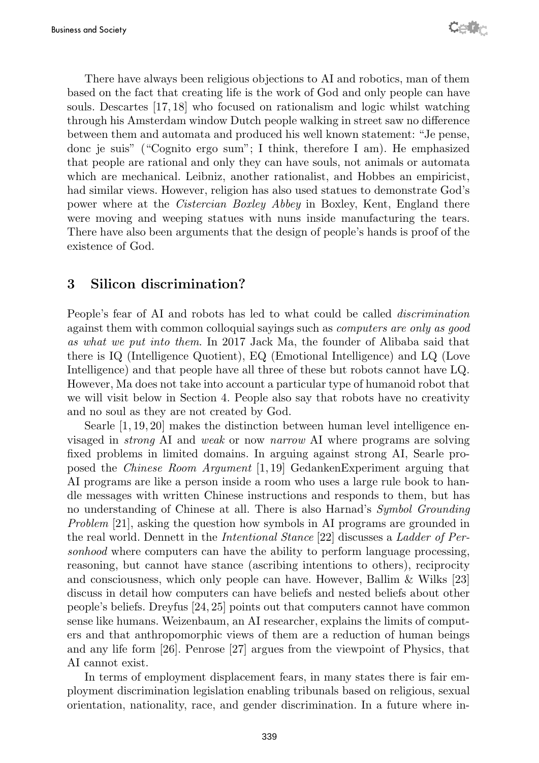There have always been religious objections to AI and robotics, man of them based on the fact that creating life is the work of God and only people can have souls. Descartes [17, 18] who focused on rationalism and logic whilst watching through his Amsterdam window Dutch people walking in street saw no difference between them and automata and produced his well known statement: "Je pense, donc je suis" ("Cognito ergo sum"; I think, therefore I am). He emphasized that people are rational and only they can have souls, not animals or automata which are mechanical. Leibniz, another rationalist, and Hobbes an empiricist, had similar views. However, religion has also used statues to demonstrate God's power where at the *Cistercian Boxley Abbey* in Boxley, Kent, England there were moving and weeping statues with nuns inside manufacturing the tears. There have also been arguments that the design of people's hands is proof of the existence of God.

## 3 Silicon discrimination?

People's fear of AI and robots has led to what could be called *discrimination* against them with common colloquial sayings such as *computers are only as good as what we put into them*. In 2017 Jack Ma, the founder of Alibaba said that there is IQ (Intelligence Quotient), EQ (Emotional Intelligence) and LQ (Love Intelligence) and that people have all three of these but robots cannot have LQ. However, Ma does not take into account a particular type of humanoid robot that we will visit below in Section 4. People also say that robots have no creativity and no soul as they are not created by God.

Searle [1, 19, 20] makes the distinction between human level intelligence envisaged in *strong* AI and *weak* or now *narrow* AI where programs are solving fixed problems in limited domains. In arguing against strong AI, Searle proposed the *Chinese Room Argument* [1, 19] GedankenExperiment arguing that AI programs are like a person inside a room who uses a large rule book to handle messages with written Chinese instructions and responds to them, but has no understanding of Chinese at all. There is also Harnad's *Symbol Grounding Problem* [21], asking the question how symbols in AI programs are grounded in the real world. Dennett in the *Intentional Stance* [22] discusses a *Ladder of Personhood* where computers can have the ability to perform language processing, reasoning, but cannot have stance (ascribing intentions to others), reciprocity and consciousness, which only people can have. However, Ballim & Wilks [23] discuss in detail how computers can have beliefs and nested beliefs about other people's beliefs. Dreyfus [24, 25] points out that computers cannot have common sense like humans. Weizenbaum, an AI researcher, explains the limits of computers and that anthropomorphic views of them are a reduction of human beings and any life form [26]. Penrose [27] argues from the viewpoint of Physics, that AI cannot exist.

In terms of employment displacement fears, in many states there is fair employment discrimination legislation enabling tribunals based on religious, sexual orientation, nationality, race, and gender discrimination. In a future where in-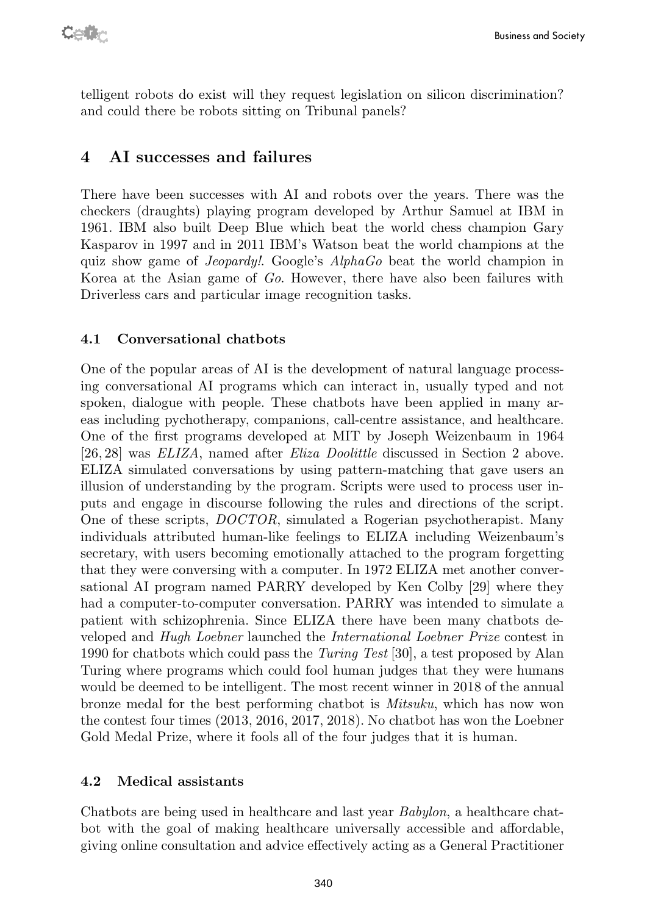telligent robots do exist will they request legislation on silicon discrimination? and could there be robots sitting on Tribunal panels?

## 4 AI successes and failures

There have been successes with AI and robots over the years. There was the checkers (draughts) playing program developed by Arthur Samuel at IBM in 1961. IBM also built Deep Blue which beat the world chess champion Gary Kasparov in 1997 and in 2011 IBM's Watson beat the world champions at the quiz show game of *Jeopardy!*. Google's *AlphaGo* beat the world champion in Korea at the Asian game of *Go*. However, there have also been failures with Driverless cars and particular image recognition tasks.

### 4.1 Conversational chatbots

One of the popular areas of AI is the development of natural language processing conversational AI programs which can interact in, usually typed and not spoken, dialogue with people. These chatbots have been applied in many areas including pychotherapy, companions, call-centre assistance, and healthcare. One of the first programs developed at MIT by Joseph Weizenbaum in 1964 [26, 28] was *ELIZA*, named after *Eliza Doolittle* discussed in Section 2 above. ELIZA simulated conversations by using pattern-matching that gave users an illusion of understanding by the program. Scripts were used to process user inputs and engage in discourse following the rules and directions of the script. One of these scripts, *DOCTOR*, simulated a Rogerian psychotherapist. Many individuals attributed human-like feelings to ELIZA including Weizenbaum's secretary, with users becoming emotionally attached to the program forgetting that they were conversing with a computer. In 1972 ELIZA met another conversational AI program named PARRY developed by Ken Colby [29] where they had a computer-to-computer conversation. PARRY was intended to simulate a patient with schizophrenia. Since ELIZA there have been many chatbots developed and *Hugh Loebner* launched the *International Loebner Prize* contest in 1990 for chatbots which could pass the *Turing Test* [30], a test proposed by Alan Turing where programs which could fool human judges that they were humans would be deemed to be intelligent. The most recent winner in 2018 of the annual bronze medal for the best performing chatbot is *Mitsuku*, which has now won the contest four times (2013, 2016, 2017, 2018). No chatbot has won the Loebner Gold Medal Prize, where it fools all of the four judges that it is human.

### 4.2 Medical assistants

Chatbots are being used in healthcare and last year *Babylon*, a healthcare chatbot with the goal of making healthcare universally accessible and affordable, giving online consultation and advice effectively acting as a General Practitioner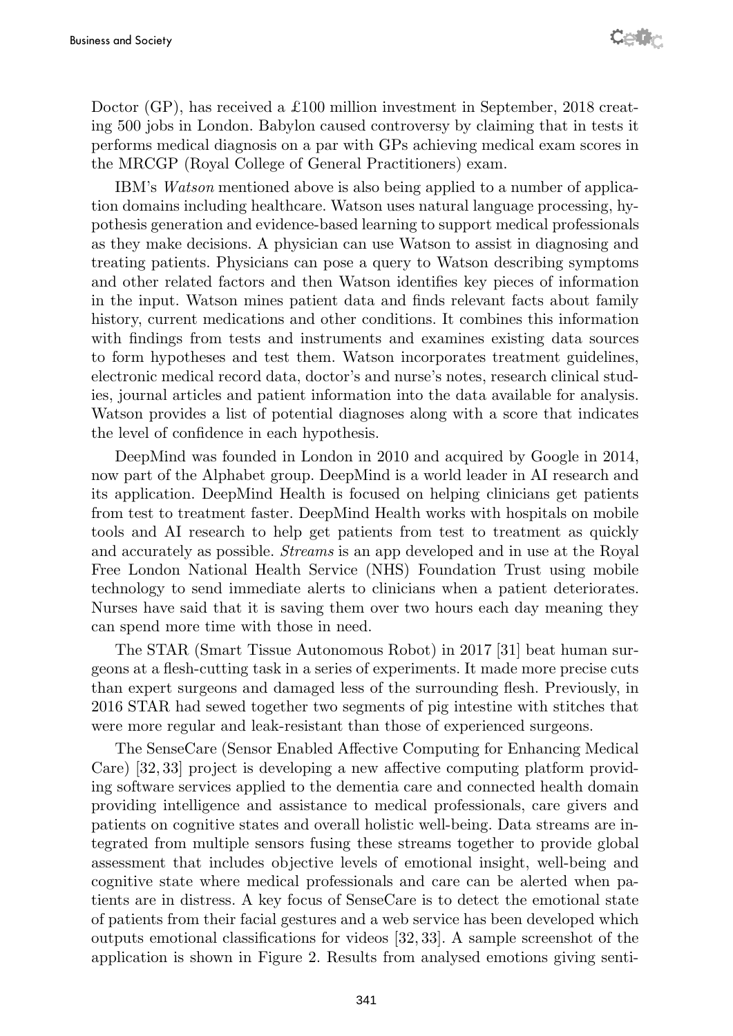Doctor (GP), has received a £100 million investment in September, 2018 creating 500 jobs in London. Babylon caused controversy by claiming that in tests it performs medical diagnosis on a par with GPs achieving medical exam scores in the MRCGP (Royal College of General Practitioners) exam.

IBM's *Watson* mentioned above is also being applied to a number of application domains including healthcare. Watson uses natural language processing, hypothesis generation and evidence-based learning to support medical professionals as they make decisions. A physician can use Watson to assist in diagnosing and treating patients. Physicians can pose a query to Watson describing symptoms and other related factors and then Watson identifies key pieces of information in the input. Watson mines patient data and finds relevant facts about family history, current medications and other conditions. It combines this information with findings from tests and instruments and examines existing data sources to form hypotheses and test them. Watson incorporates treatment guidelines, electronic medical record data, doctor's and nurse's notes, research clinical studies, journal articles and patient information into the data available for analysis. Watson provides a list of potential diagnoses along with a score that indicates the level of confidence in each hypothesis.

DeepMind was founded in London in 2010 and acquired by Google in 2014, now part of the Alphabet group. DeepMind is a world leader in AI research and its application. DeepMind Health is focused on helping clinicians get patients from test to treatment faster. DeepMind Health works with hospitals on mobile tools and AI research to help get patients from test to treatment as quickly and accurately as possible. *Streams* is an app developed and in use at the Royal Free London National Health Service (NHS) Foundation Trust using mobile technology to send immediate alerts to clinicians when a patient deteriorates. Nurses have said that it is saving them over two hours each day meaning they can spend more time with those in need.

The STAR (Smart Tissue Autonomous Robot) in 2017 [31] beat human surgeons at a flesh-cutting task in a series of experiments. It made more precise cuts than expert surgeons and damaged less of the surrounding flesh. Previously, in 2016 STAR had sewed together two segments of pig intestine with stitches that were more regular and leak-resistant than those of experienced surgeons.

The SenseCare (Sensor Enabled Affective Computing for Enhancing Medical Care) [32, 33] project is developing a new affective computing platform providing software services applied to the dementia care and connected health domain providing intelligence and assistance to medical professionals, care givers and patients on cognitive states and overall holistic well-being. Data streams are integrated from multiple sensors fusing these streams together to provide global assessment that includes objective levels of emotional insight, well-being and cognitive state where medical professionals and care can be alerted when patients are in distress. A key focus of SenseCare is to detect the emotional state of patients from their facial gestures and a web service has been developed which outputs emotional classifications for videos [32, 33]. A sample screenshot of the application is shown in Figure 2. Results from analysed emotions giving senti-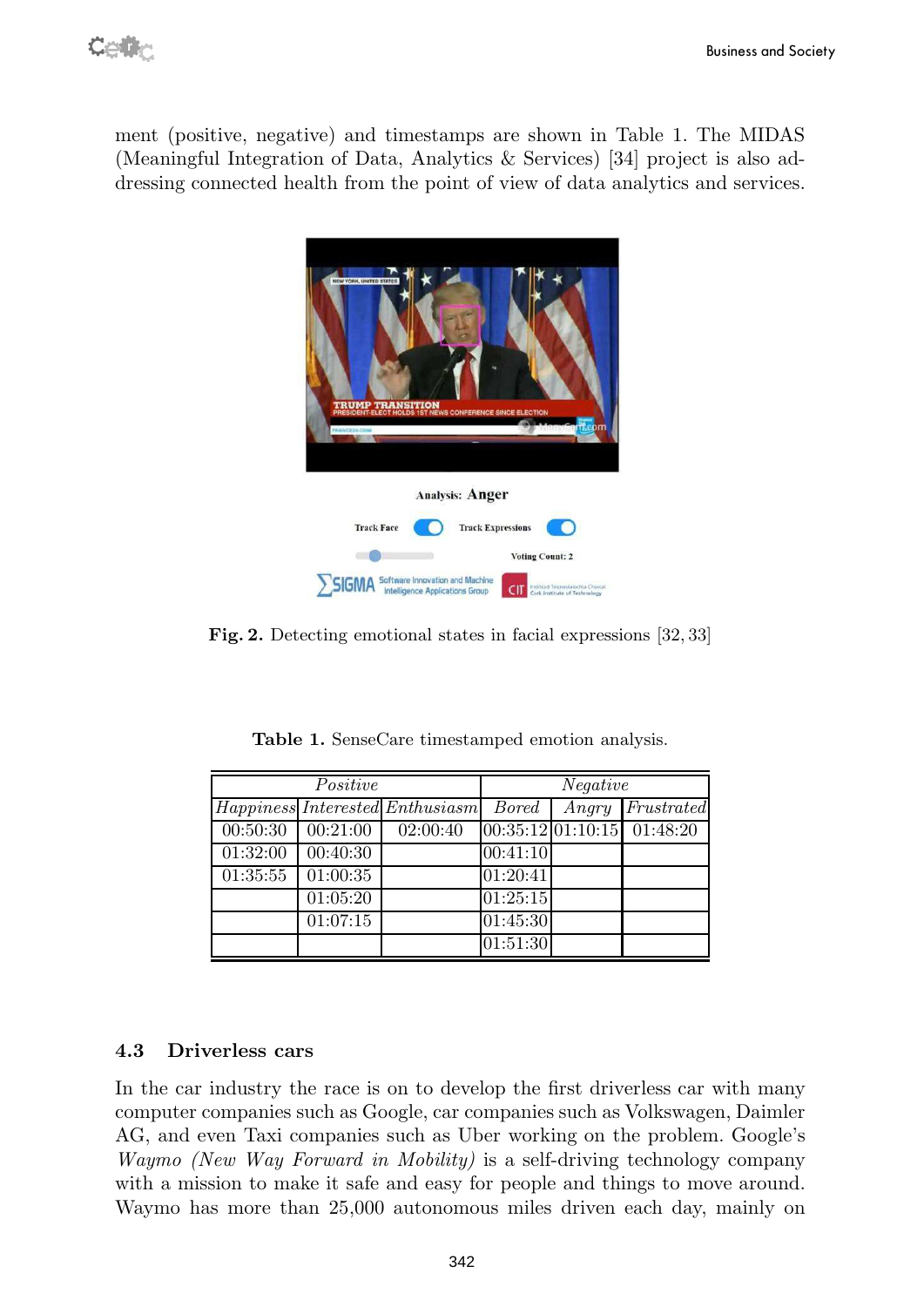ment (positive, negative) and timestamps are shown in Table 1. The MIDAS (Meaningful Integration of Data, Analytics & Services) [34] project is also addressing connected health from the point of view of data analytics and services.

**Fig. 2.** Detecting emotional states in facial expressions [32, 33]

**Table 1.** SenseCare timestamped emotion analysis.

| *Positive* | | | *Negative* | | |
|---|---|---|---|---|---|
| *Happiness* | *Interested* | *Enthusiasm* | *Bored* | *Angry* | *Frustrated* |
| 00:50:30 | 00:21:00 | 02:00:40 | 00:35:12 | 01:10:15 | 01:48:20 |
| 01:32:00 | 00:40:30 | | 00:41:10 | | |
| 01:35:55 | 01:00:35 | | 01:20:41 | | |
| | 01:05:20 | | 01:25:15 | | |
| | 01:07:15 | | 01:45:30 | | |
| | | | 01:51:30 | | |

### 4.3 Driverless cars

In the car industry the race is on to develop the first driverless car with many computer companies such as Google, car companies such as Volkswagen, Daimler AG, and even Taxi companies such as Uber working on the problem. Google's *Waymo (New Way Forward in Mobility)* is a self-driving technology company with a mission to make it safe and easy for people and things to move around. Waymo has more than 25,000 autonomous miles driven each day, mainly on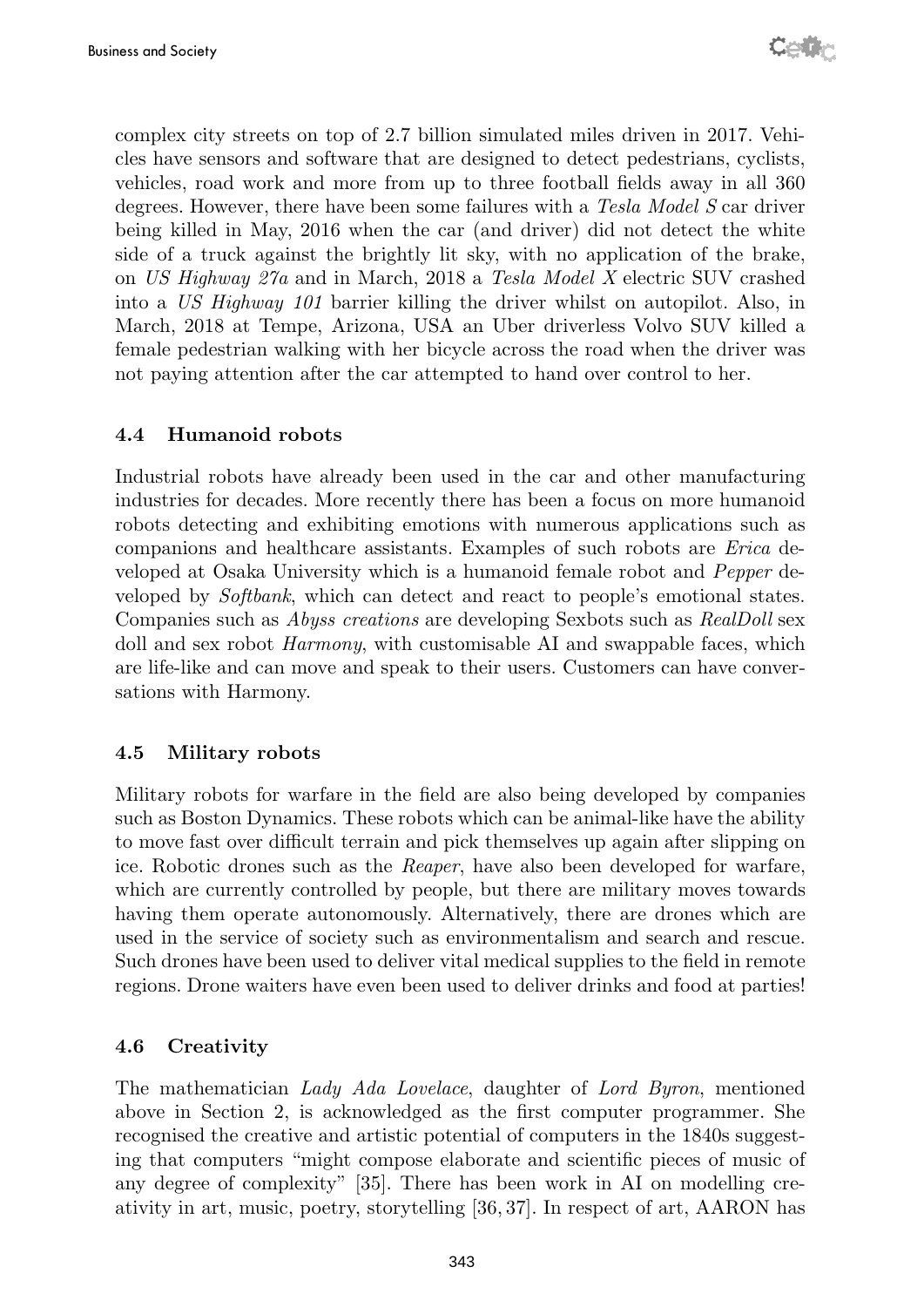complex city streets on top of 2.7 billion simulated miles driven in 2017. Vehicles have sensors and software that are designed to detect pedestrians, cyclists, vehicles, road work and more from up to three football fields away in all 360 degrees. However, there have been some failures with a *Tesla Model S* car driver being killed in May, 2016 when the car (and driver) did not detect the white side of a truck against the brightly lit sky, with no application of the brake, on *US Highway 27a* and in March, 2018 a *Tesla Model X* electric SUV crashed into a *US Highway 101* barrier killing the driver whilst on autopilot. Also, in March, 2018 at Tempe, Arizona, USA an Uber driverless Volvo SUV killed a female pedestrian walking with her bicycle across the road when the driver was not paying attention after the car attempted to hand over control to her.

### 4.4 Humanoid robots

Industrial robots have already been used in the car and other manufacturing industries for decades. More recently there has been a focus on more humanoid robots detecting and exhibiting emotions with numerous applications such as companions and healthcare assistants. Examples of such robots are *Erica* developed at Osaka University which is a humanoid female robot and *Pepper* developed by *Softbank*, which can detect and react to people's emotional states. Companies such as *Abyss creations* are developing Sexbots such as *RealDoll* sex doll and sex robot *Harmony*, with customisable AI and swappable faces, which are life-like and can move and speak to their users. Customers can have conversations with Harmony.

### 4.5 Military robots

Military robots for warfare in the field are also being developed by companies such as Boston Dynamics. These robots which can be animal-like have the ability to move fast over difficult terrain and pick themselves up again after slipping on ice. Robotic drones such as the *Reaper*, have also been developed for warfare, which are currently controlled by people, but there are military moves towards having them operate autonomously. Alternatively, there are drones which are used in the service of society such as environmentalism and search and rescue. Such drones have been used to deliver vital medical supplies to the field in remote regions. Drone waiters have even been used to deliver drinks and food at parties!

### 4.6 Creativity

The mathematician *Lady Ada Lovelace*, daughter of *Lord Byron*, mentioned above in Section 2, is acknowledged as the first computer programmer. She recognised the creative and artistic potential of computers in the 1840s suggesting that computers "might compose elaborate and scientific pieces of music of any degree of complexity" [35]. There has been work in AI on modelling creativity in art, music, poetry, storytelling [36, 37]. In respect of art, AARON has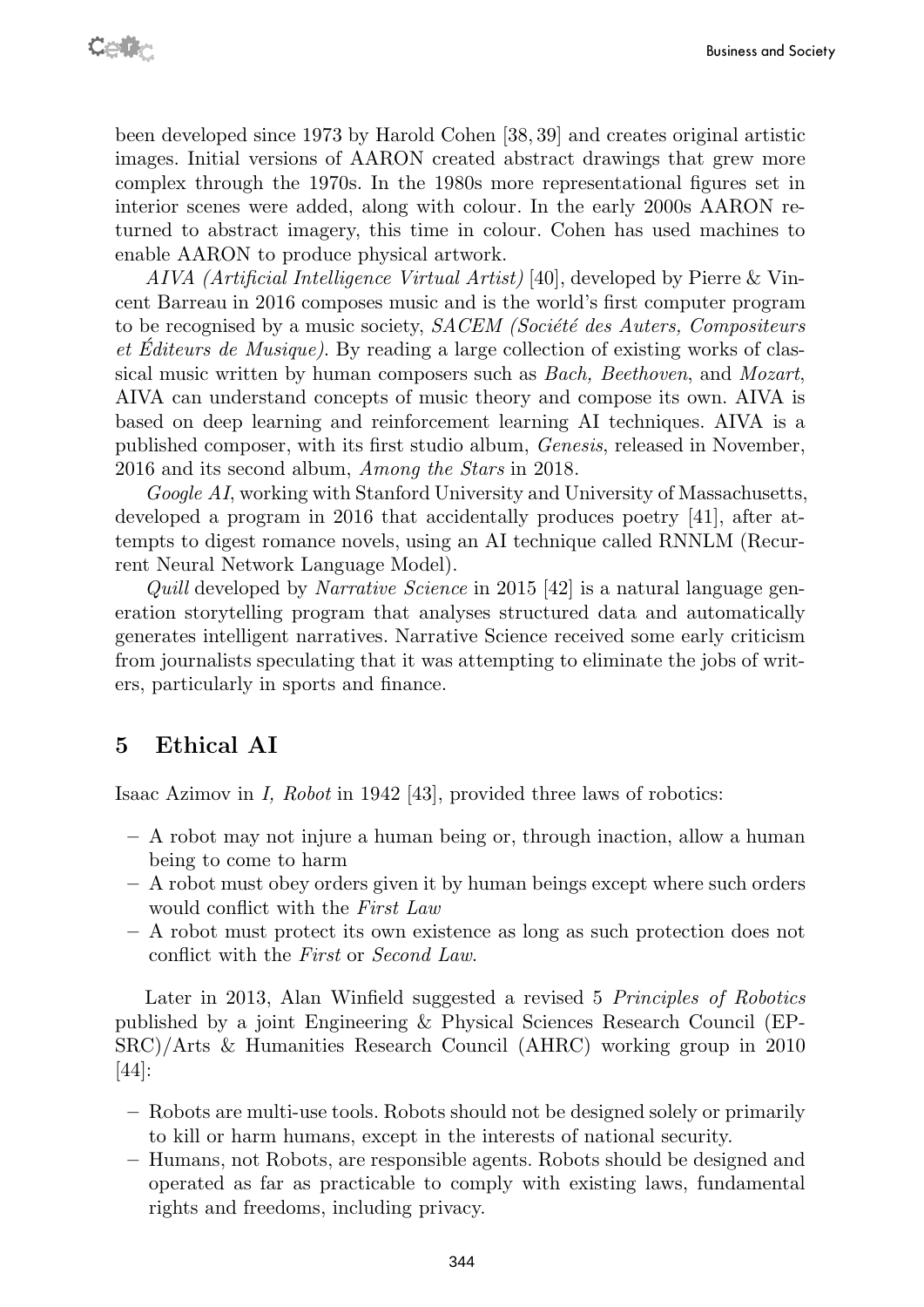been developed since 1973 by Harold Cohen [38, 39] and creates original artistic images. Initial versions of AARON created abstract drawings that grew more complex through the 1970s. In the 1980s more representational figures set in interior scenes were added, along with colour. In the early 2000s AARON returned to abstract imagery, this time in colour. Cohen has used machines to enable AARON to produce physical artwork.

*AIVA (Artificial Intelligence Virtual Artist)* [40], developed by Pierre & Vincent Barreau in 2016 composes music and is the world's first computer program to be recognised by a music society, *SACEM (Société des Auters, Compositeurs et Éditeurs de Musique)*. By reading a large collection of existing works of classical music written by human composers such as *Bach, Beethoven*, and *Mozart*, AIVA can understand concepts of music theory and compose its own. AIVA is based on deep learning and reinforcement learning AI techniques. AIVA is a published composer, with its first studio album, *Genesis*, released in November, 2016 and its second album, *Among the Stars* in 2018.

*Google AI*, working with Stanford University and University of Massachusetts, developed a program in 2016 that accidentally produces poetry [41], after attempts to digest romance novels, using an AI technique called RNNLM (Recurrent Neural Network Language Model).

*Quill* developed by *Narrative Science* in 2015 [42] is a natural language generation storytelling program that analyses structured data and automatically generates intelligent narratives. Narrative Science received some early criticism from journalists speculating that it was attempting to eliminate the jobs of writers, particularly in sports and finance.

## 5 Ethical AI

Isaac Azimov in *I, Robot* in 1942 [43], provided three laws of robotics:

- A robot may not injure a human being or, through inaction, allow a human being to come to harm
- A robot must obey orders given it by human beings except where such orders would conflict with the *First Law*
- A robot must protect its own existence as long as such protection does not conflict with the *First* or *Second Law*.

Later in 2013, Alan Winfield suggested a revised 5 *Principles of Robotics* published by a joint Engineering & Physical Sciences Research Council (EPSRC)/Arts & Humanities Research Council (AHRC) working group in 2010 [44]:

- Robots are multi-use tools. Robots should not be designed solely or primarily to kill or harm humans, except in the interests of national security.
- Humans, not Robots, are responsible agents. Robots should be designed and operated as far as practicable to comply with existing laws, fundamental rights and freedoms, including privacy.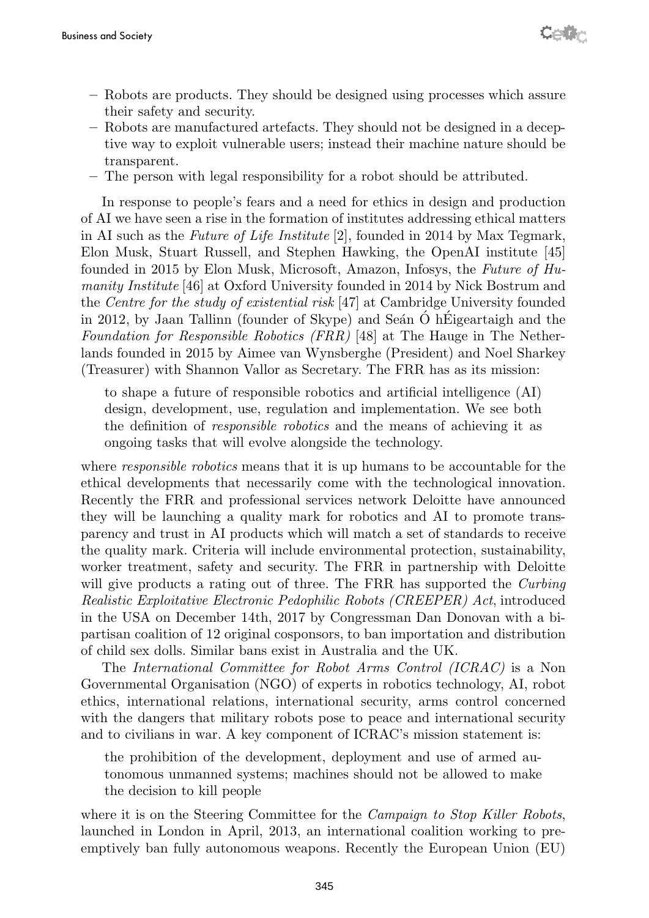- Robots are products. They should be designed using processes which assure their safety and security.
- Robots are manufactured artefacts. They should not be designed in a deceptive way to exploit vulnerable users; instead their machine nature should be transparent.
- The person with legal responsibility for a robot should be attributed.

In response to people's fears and a need for ethics in design and production of AI we have seen a rise in the formation of institutes addressing ethical matters in AI such as the *Future of Life Institute* [2], founded in 2014 by Max Tegmark, Elon Musk, Stuart Russell, and Stephen Hawking, the OpenAI institute [45] founded in 2015 by Elon Musk, Microsoft, Amazon, Infosys, the *Future of Humanity Institute* [46] at Oxford University founded in 2014 by Nick Bostrum and the *Centre for the study of existential risk* [47] at Cambridge University founded in 2012, by Jaan Tallinn (founder of Skype) and Seán Ó hÉigeartaigh and the *Foundation for Responsible Robotics (FRR)* [48] at The Hauge in The Netherlands founded in 2015 by Aimee van Wynsberghe (President) and Noel Sharkey (Treasurer) with Shannon Vallor as Secretary. The FRR has as its mission:

> to shape a future of responsible robotics and artificial intelligence (AI) design, development, use, regulation and implementation. We see both the definition of *responsible robotics* and the means of achieving it as ongoing tasks that will evolve alongside the technology.

where *responsible robotics* means that it is up humans to be accountable for the ethical developments that necessarily come with the technological innovation. Recently the FRR and professional services network Deloitte have announced they will be launching a quality mark for robotics and AI to promote transparency and trust in AI products which will match a set of standards to receive the quality mark. Criteria will include environmental protection, sustainability, worker treatment, safety and security. The FRR in partnership with Deloitte will give products a rating out of three. The FRR has supported the *Curbing Realistic Exploitative Electronic Pedophilic Robots (CREEPER) Act*, introduced in the USA on December 14th, 2017 by Congressman Dan Donovan with a bipartisan coalition of 12 original cosponsors, to ban importation and distribution of child sex dolls. Similar bans exist in Australia and the UK.

The *International Committee for Robot Arms Control (ICRAC)* is a Non Governmental Organisation (NGO) of experts in robotics technology, AI, robot ethics, international relations, international security, arms control concerned with the dangers that military robots pose to peace and international security and to civilians in war. A key component of ICRAC's mission statement is:

> the prohibition of the development, deployment and use of armed autonomous unmanned systems; machines should not be allowed to make the decision to kill people

where it is on the Steering Committee for the *Campaign to Stop Killer Robots*, launched in London in April, 2013, an international coalition working to preemptively ban fully autonomous weapons. Recently the European Union (EU)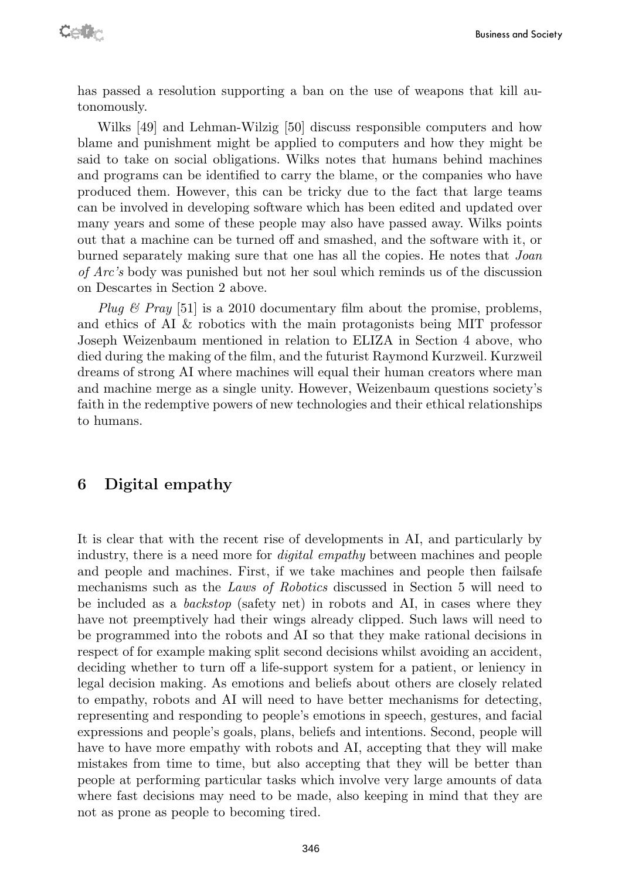has passed a resolution supporting a ban on the use of weapons that kill autonomously.

Wilks [49] and Lehman-Wilzig [50] discuss responsible computers and how blame and punishment might be applied to computers and how they might be said to take on social obligations. Wilks notes that humans behind machines and programs can be identified to carry the blame, or the companies who have produced them. However, this can be tricky due to the fact that large teams can be involved in developing software which has been edited and updated over many years and some of these people may also have passed away. Wilks points out that a machine can be turned off and smashed, and the software with it, or burned separately making sure that one has all the copies. He notes that *Joan of Arc's* body was punished but not her soul which reminds us of the discussion on Descartes in Section 2 above.

*Plug & Pray* [51] is a 2010 documentary film about the promise, problems, and ethics of AI & robotics with the main protagonists being MIT professor Joseph Weizenbaum mentioned in relation to ELIZA in Section 4 above, who died during the making of the film, and the futurist Raymond Kurzweil. Kurzweil dreams of strong AI where machines will equal their human creators where man and machine merge as a single unity. However, Weizenbaum questions society's faith in the redemptive powers of new technologies and their ethical relationships to humans.

## 6 Digital empathy

It is clear that with the recent rise of developments in AI, and particularly by industry, there is a need more for *digital empathy* between machines and people and people and machines. First, if we take machines and people then failsafe mechanisms such as the *Laws of Robotics* discussed in Section 5 will need to be included as a *backstop* (safety net) in robots and AI, in cases where they have not preemptively had their wings already clipped. Such laws will need to be programmed into the robots and AI so that they make rational decisions in respect of for example making split second decisions whilst avoiding an accident, deciding whether to turn off a life-support system for a patient, or leniency in legal decision making. As emotions and beliefs about others are closely related to empathy, robots and AI will need to have better mechanisms for detecting, representing and responding to people's emotions in speech, gestures, and facial expressions and people's goals, plans, beliefs and intentions. Second, people will have to have more empathy with robots and AI, accepting that they will make mistakes from time to time, but also accepting that they will be better than people at performing particular tasks which involve very large amounts of data where fast decisions may need to be made, also keeping in mind that they are not as prone as people to becoming tired.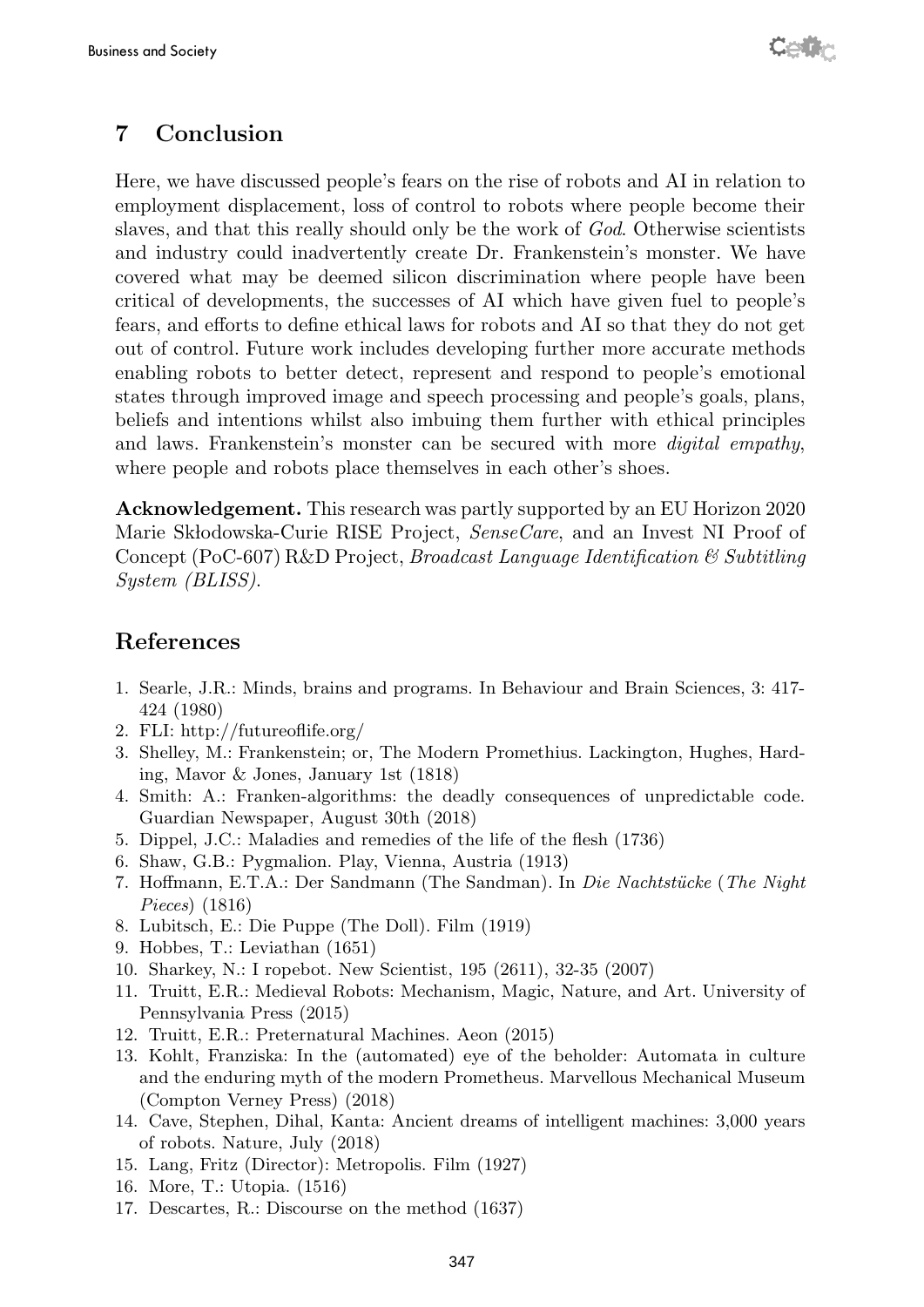## 7 Conclusion

Here, we have discussed people's fears on the rise of robots and AI in relation to employment displacement, loss of control to robots where people become their slaves, and that this really should only be the work of *God*. Otherwise scientists and industry could inadvertently create Dr. Frankenstein's monster. We have covered what may be deemed silicon discrimination where people have been critical of developments, the successes of AI which have given fuel to people's fears, and efforts to define ethical laws for robots and AI so that they do not get out of control. Future work includes developing further more accurate methods enabling robots to better detect, represent and respond to people's emotional states through improved image and speech processing and people's goals, plans, beliefs and intentions whilst also imbuing them further with ethical principles and laws. Frankenstein's monster can be secured with more *digital empathy*, where people and robots place themselves in each other's shoes.

**Acknowledgement.** This research was partly supported by an EU Horizon 2020 Marie Skłodowska-Curie RISE Project, *SenseCare*, and an Invest NI Proof of Concept (PoC-607) R&D Project, *Broadcast Language Identification & Subtitling System (BLISS)*.

## References

1. Searle, J.R.: Minds, brains and programs. In Behaviour and Brain Sciences, 3: 417-424 (1980)
2. FLI: http://futureoflife.org/
3. Shelley, M.: Frankenstein; or, The Modern Promethius. Lackington, Hughes, Harding, Mavor & Jones, January 1st (1818)
4. Smith: A.: Franken-algorithms: the deadly consequences of unpredictable code. Guardian Newspaper, August 30th (2018)
5. Dippel, J.C.: Maladies and remedies of the life of the flesh (1736)
6. Shaw, G.B.: Pygmalion. Play, Vienna, Austria (1913)
7. Hoffmann, E.T.A.: Der Sandmann (The Sandman). In *Die Nachtstücke* (*The Night Pieces*) (1816)
8. Lubitsch, E.: Die Puppe (The Doll). Film (1919)
9. Hobbes, T.: Leviathan (1651)
10. Sharkey, N.: I ropebot. New Scientist, 195 (2611), 32-35 (2007)
11. Truitt, E.R.: Medieval Robots: Mechanism, Magic, Nature, and Art. University of Pennsylvania Press (2015)
12. Truitt, E.R.: Preternatural Machines. Aeon (2015)
13. Kohlt, Franziska: In the (automated) eye of the beholder: Automata in culture and the enduring myth of the modern Prometheus. Marvellous Mechanical Museum (Compton Verney Press) (2018)
14. Cave, Stephen, Dihal, Kanta: Ancient dreams of intelligent machines: 3,000 years of robots. Nature, July (2018)
15. Lang, Fritz (Director): Metropolis. Film (1927)
16. More, T.: Utopia. (1516)
17. Descartes, R.: Discourse on the method (1637)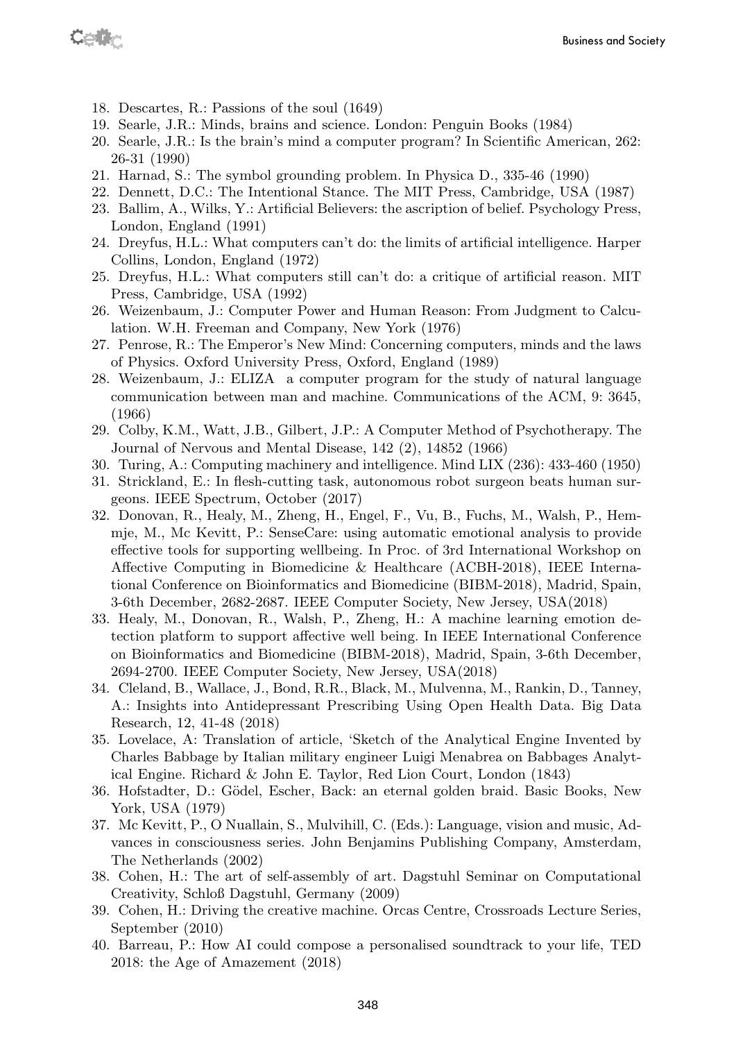18. Descartes, R.: Passions of the soul (1649)
19. Searle, J.R.: Minds, brains and science. London: Penguin Books (1984)
20. Searle, J.R.: Is the brain's mind a computer program? In Scientific American, 262: 26-31 (1990)
21. Harnad, S.: The symbol grounding problem. In Physica D., 335-46 (1990)
22. Dennett, D.C.: The Intentional Stance. The MIT Press, Cambridge, USA (1987)
23. Ballim, A., Wilks, Y.: Artificial Believers: the ascription of belief. Psychology Press, London, England (1991)
24. Dreyfus, H.L.: What computers can't do: the limits of artificial intelligence. Harper Collins, London, England (1972)
25. Dreyfus, H.L.: What computers still can't do: a critique of artificial reason. MIT Press, Cambridge, USA (1992)
26. Weizenbaum, J.: Computer Power and Human Reason: From Judgment to Calculation. W.H. Freeman and Company, New York (1976)
27. Penrose, R.: The Emperor's New Mind: Concerning computers, minds and the laws of Physics. Oxford University Press, Oxford, England (1989)
28. Weizenbaum, J.: ELIZA a computer program for the study of natural language communication between man and machine. Communications of the ACM, 9: 3645, (1966)
29. Colby, K.M., Watt, J.B., Gilbert, J.P.: A Computer Method of Psychotherapy. The Journal of Nervous and Mental Disease, 142 (2), 14852 (1966)
30. Turing, A.: Computing machinery and intelligence. Mind LIX (236): 433-460 (1950)
31. Strickland, E.: In flesh-cutting task, autonomous robot surgeon beats human surgeons. IEEE Spectrum, October (2017)
32. Donovan, R., Healy, M., Zheng, H., Engel, F., Vu, B., Fuchs, M., Walsh, P., Hemmje, M., Mc Kevitt, P.: SenseCare: using automatic emotional analysis to provide effective tools for supporting wellbeing. In Proc. of 3rd International Workshop on Affective Computing in Biomedicine & Healthcare (ACBH-2018), IEEE International Conference on Bioinformatics and Biomedicine (BIBM-2018), Madrid, Spain, 3-6th December, 2682-2687. IEEE Computer Society, New Jersey, USA(2018)
33. Healy, M., Donovan, R., Walsh, P., Zheng, H.: A machine learning emotion detection platform to support affective well being. In IEEE International Conference on Bioinformatics and Biomedicine (BIBM-2018), Madrid, Spain, 3-6th December, 2694-2700. IEEE Computer Society, New Jersey, USA(2018)
34. Cleland, B., Wallace, J., Bond, R.R., Black, M., Mulvenna, M., Rankin, D., Tanney, A.: Insights into Antidepressant Prescribing Using Open Health Data. Big Data Research, 12, 41-48 (2018)
35. Lovelace, A: Translation of article, 'Sketch of the Analytical Engine Invented by Charles Babbage by Italian military engineer Luigi Menabrea on Babbages Analytical Engine. Richard & John E. Taylor, Red Lion Court, London (1843)
36. Hofstadter, D.: Gödel, Escher, Back: an eternal golden braid. Basic Books, New York, USA (1979)
37. Mc Kevitt, P., O Nuallain, S., Mulvihill, C. (Eds.): Language, vision and music, Advances in consciousness series. John Benjamins Publishing Company, Amsterdam, The Netherlands (2002)
38. Cohen, H.: The art of self-assembly of art. Dagstuhl Seminar on Computational Creativity, Schloß Dagstuhl, Germany (2009)
39. Cohen, H.: Driving the creative machine. Orcas Centre, Crossroads Lecture Series, September (2010)
40. Barreau, P.: How AI could compose a personalised soundtrack to your life, TED 2018: the Age of Amazement (2018)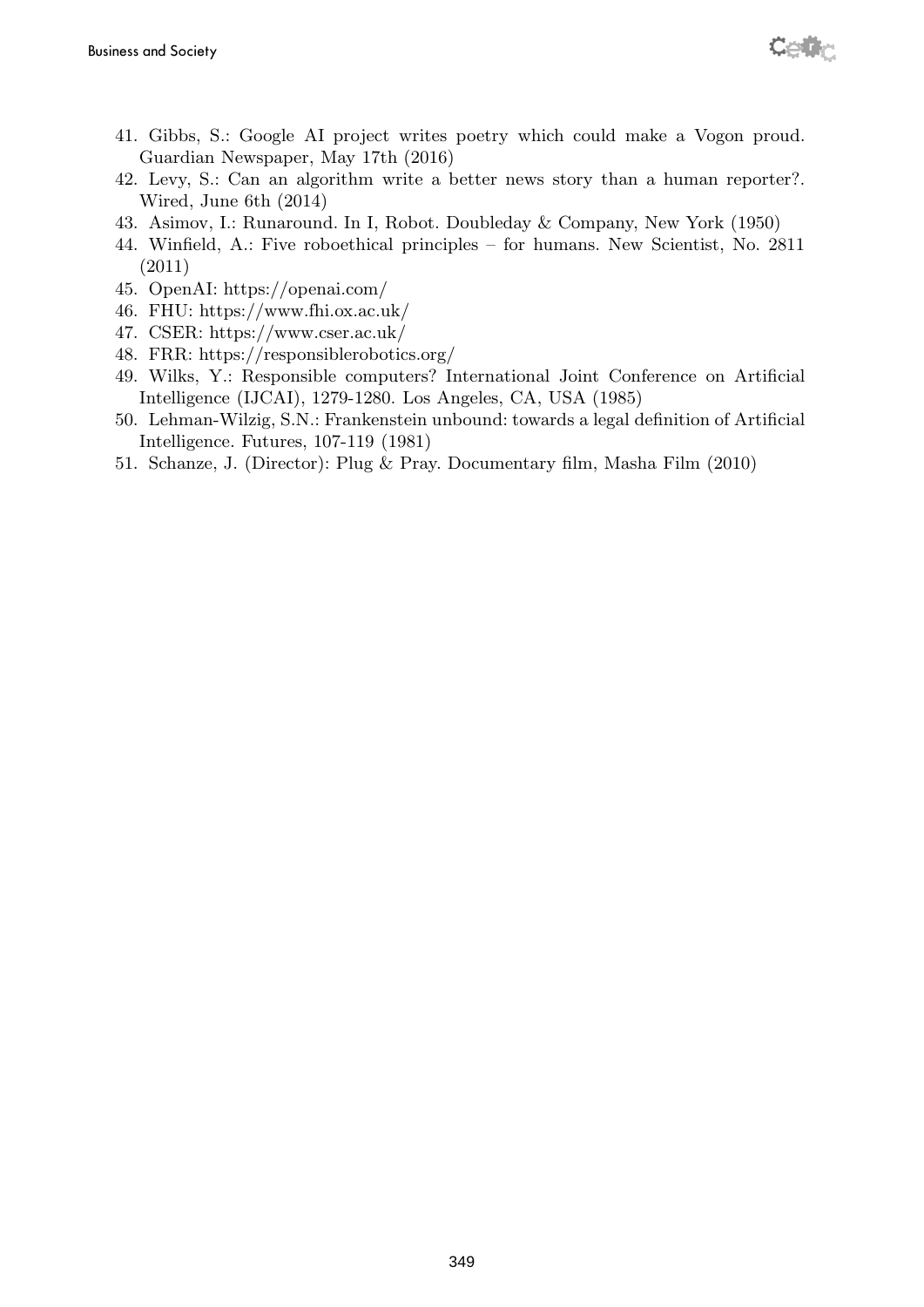41. Gibbs, S.: Google AI project writes poetry which could make a Vogon proud. Guardian Newspaper, May 17th (2016)
42. Levy, S.: Can an algorithm write a better news story than a human reporter?. Wired, June 6th (2014)
43. Asimov, I.: Runaround. In I, Robot. Doubleday & Company, New York (1950)
44. Winfield, A.: Five roboethical principles – for humans. New Scientist, No. 2811 (2011)
45. OpenAI: https://openai.com/
46. FHU: https://www.fhi.ox.ac.uk/
47. CSER: https://www.cser.ac.uk/
48. FRR: https://responsiblerobotics.org/
49. Wilks, Y.: Responsible computers? International Joint Conference on Artificial Intelligence (IJCAI), 1279-1280. Los Angeles, CA, USA (1985)
50. Lehman-Wilzig, S.N.: Frankenstein unbound: towards a legal definition of Artificial Intelligence. Futures, 107-119 (1981)
51. Schanze, J. (Director): Plug & Pray. Documentary film, Masha Film (2010)